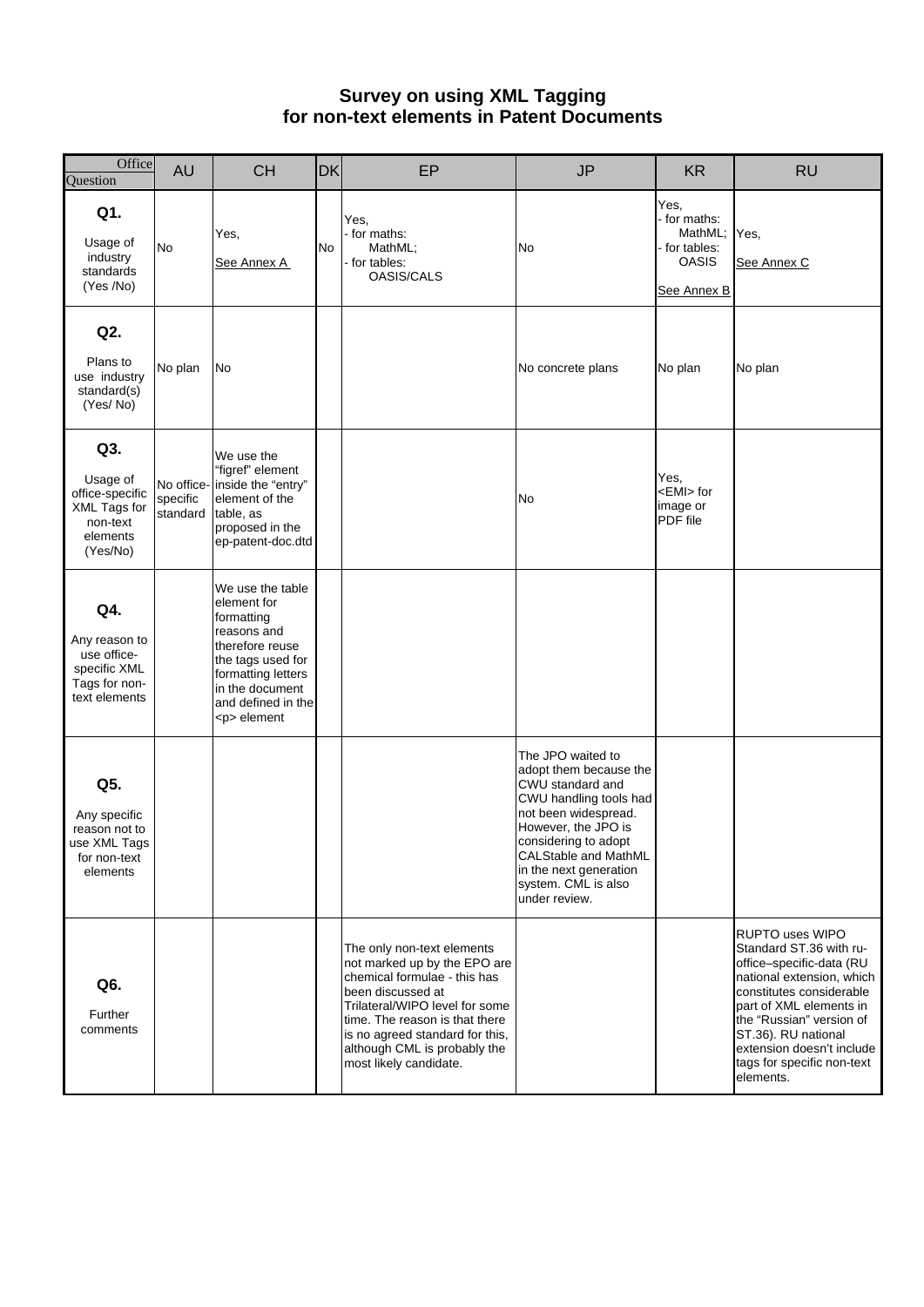# Survey on using XML Tagging for non-text elements in Patent Documents

| Office / Question | AU | CH | DK | EP | JP | KR | RU |
|---|---|---|---|---|---|---|---|
| **Q1.** Usage of industry standards (Yes /No) | No | Yes, See Annex A | No | Yes, - for maths: MathML; - for tables: OASIS/CALS | No | Yes, - for maths: MathML; - for tables: OASIS See Annex B | Yes, See Annex C |
| **Q2.** Plans to use industry standard(s) (Yes/ No) | No plan | No | | | No concrete plans | No plan | No plan |
| **Q3.** Usage of office-specific XML Tags for non-text elements (Yes/No) | No office-specific standard | We use the "figref" element inside the "entry" element of the table, as proposed in the ep-patent-doc.dtd | | | No | Yes, <EMI> for image or PDF file | |
| **Q4.** Any reason to use office-specific XML Tags for non-text elements | | We use the table element for formatting reasons and therefore reuse the tags used for formatting letters in the document and defined in the <p> element | | | | | |
| **Q5.** Any specific reason not to use XML Tags for non-text elements | | | | | The JPO waited to adopt them because the CWU standard and CWU handling tools had not been widespread. However, the JPO is considering to adopt CALStable and MathML in the next generation system. CML is also under review. | | |
| **Q6.** Further comments | | | | The only non-text elements not marked up by the EPO are chemical formulae - this has been discussed at Trilateral/WIPO level for some time. The reason is that there is no agreed standard for this, although CML is probably the most likely candidate. | | | RUPTO uses WIPO Standard ST.36 with ru-office–specific-data (RU national extension, which constitutes considerable part of XML elements in the "Russian" version of ST.36). RU national extension doesn't include tags for specific non-text elements. |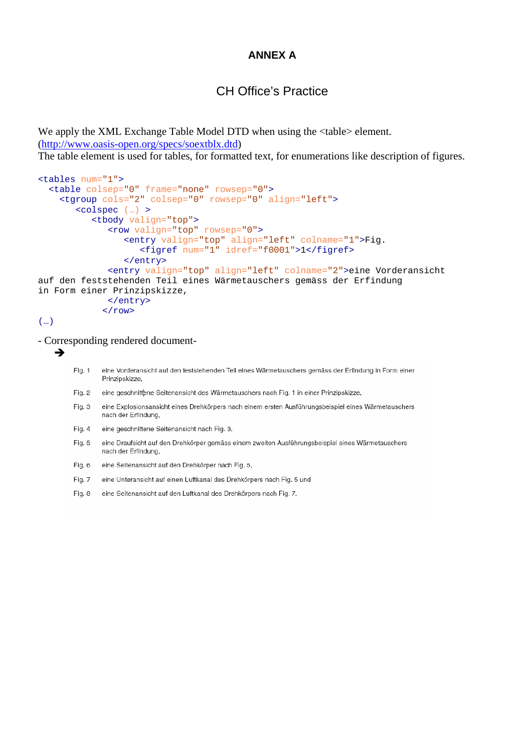# ANNEX A

## CH Office's Practice

We apply the XML Exchange Table Model DTD when using the <table> element.
(http://www.oasis-open.org/specs/soextblx.dtd)
The table element is used for tables, for formatted text, for enumerations like description of figures.

```
<tables num="1">
  <table colsep="0" frame="none" rowsep="0">
    <tgroup cols="2" colsep="0" rowsep="0" align="left">
       <colspec (…) >
          <tbody valign="top">
             <row valign="top" rowsep="0">
                <entry valign="top" align="left" colname="1">Fig.
                   <figref num="1" idref="f0001">1</figref>
                </entry>
             <entry valign="top" align="left" colname="2">eine Vorderansicht
auf den feststehenden Teil eines Wärmetauschers gemäss der Erfindung
in Form einer Prinzipskizze,
             </entry>
            </row>
(…)
```

- Corresponding rendered document-

➔

| | |
|---|---|
| Fig. 1 | eine Vorderansicht auf den feststehenden Teil eines Wärmetauschers gemäss der Erfindung in Form einer Prinzipskizze, |
| Fig. 2 | eine geschnittene Seitenansicht des Wärmetauschers nach Fig. 1 in einer Prinzipskizze, |
| Fig. 3 | eine Explosionsansicht eines Drehkörpers nach einem ersten Ausführungsbeispiel eines Wärmetauschers nach der Erfindung, |
| Fig. 4 | eine geschnittene Seitenansicht nach Fig. 3, |
| Fig. 5 | eine Draufsicht auf den Drehkörper gemäss einem zweiten Ausführungsbeispiel eines Wärmetauschers nach der Erfindung, |
| Fig. 6 | eine Seitenansicht auf den Drehkörper nach Fig. 5, |
| Fig. 7 | eine Unteransicht auf einen Luftkanal des Drehkörpers nach Fig. 5 und |
| Fig. 8 | eine Seitenansicht auf den Luftkanal des Drehkörpers nach Fig. 7. |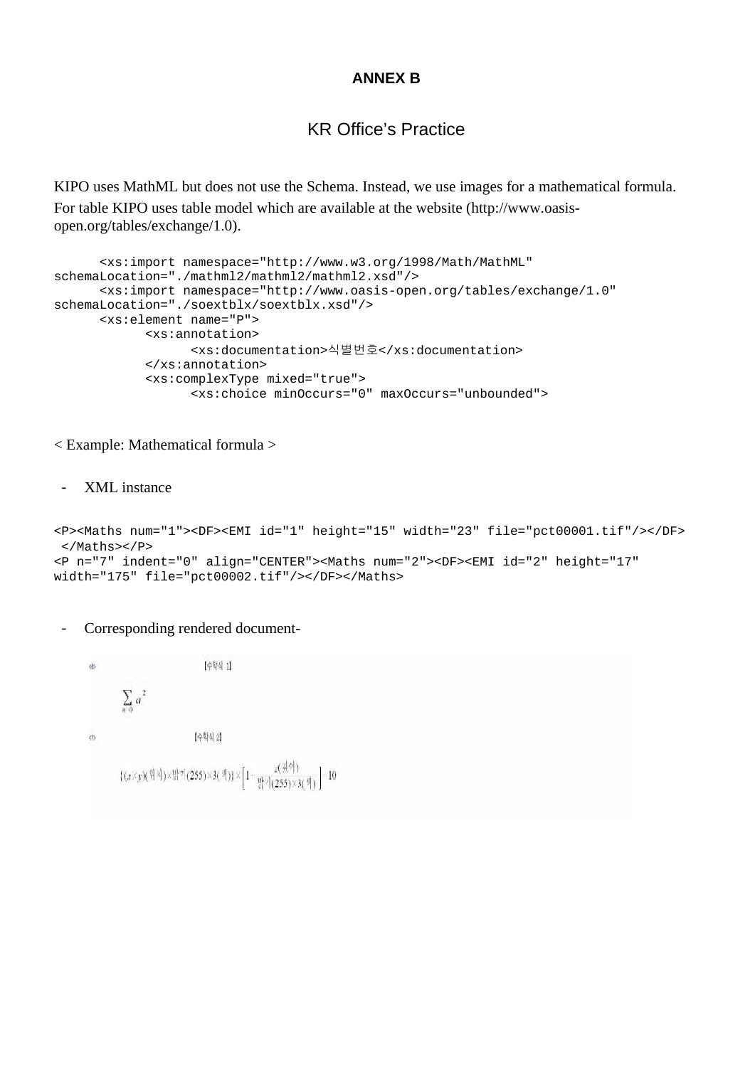**ANNEX B**

# KR Office's Practice

KIPO uses MathML but does not use the Schema. Instead, we use images for a mathematical formula. For table KIPO uses table model which are available at the website (http://www.oasis-open.org/tables/exchange/1.0).

```
      <xs:import namespace="http://www.w3.org/1998/Math/MathML"
schemaLocation="./mathml2/mathml2/mathml2.xsd"/>
      <xs:import namespace="http://www.oasis-open.org/tables/exchange/1.0"
schemaLocation="./soextblx/soextblx.xsd"/>
      <xs:element name="P">
            <xs:annotation>
                  <xs:documentation>식별번호</xs:documentation>
            </xs:annotation>
            <xs:complexType mixed="true">
                  <xs:choice minOccurs="0" maxOccurs="unbounded">
```

< Example: Mathematical formula >

- XML instance

```
<P><Maths num="1"><DF><EMI id="1" height="15" width="23" file="pct00001.tif"/></DF>
 </Maths></P>
<P n="7" indent="0" align="CENTER"><Maths num="2"><DF><EMI id="2" height="17"
width="175" file="pct00002.tif"/></DF></Maths>
```

- Corresponding rendered document-

[수학식 1]

$$\sum_{n=0} a^2$$

[수학식 2]

$$\{(x \times y)(\text{위치}) \times \text{밝기}(255) \times 3(\text{색})\} \times \left[1 - \frac{z(\text{깊이})}{\text{밝기}(255) \times 3(\text{색})}\right] 10$$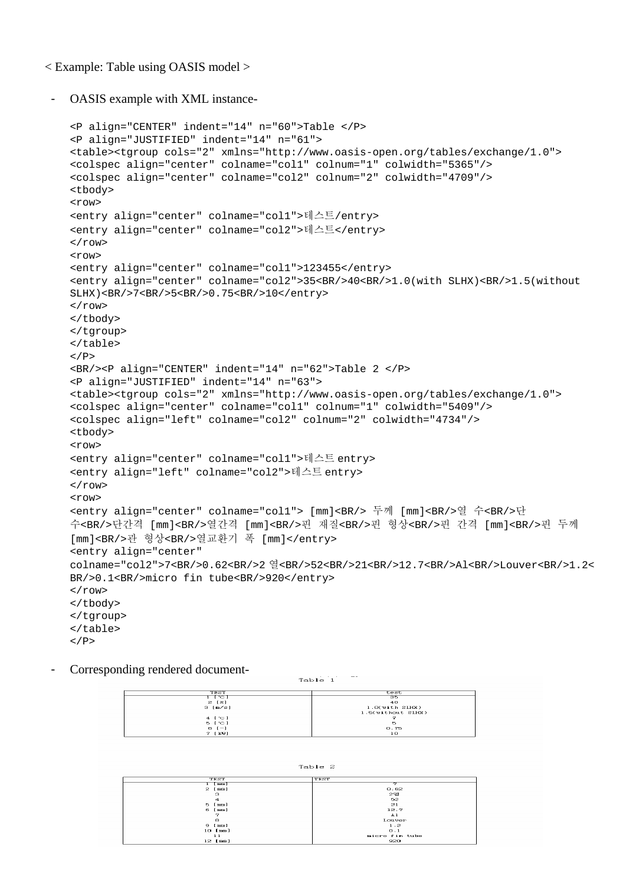< Example: Table using OASIS model >

- OASIS example with XML instance-

```
<P align="CENTER" indent="14" n="60">Table </P>
<P align="JUSTIFIED" indent="14" n="61">
<table><tgroup cols="2" xmlns="http://www.oasis-open.org/tables/exchange/1.0">
<colspec align="center" colname="col1" colnum="1" colwidth="5365"/>
<colspec align="center" colname="col2" colnum="2" colwidth="4709"/>
<tbody>
<row>
<entry align="center" colname="col1">테스트/entry>
<entry align="center" colname="col2">테스트</entry>
</row>
<row>
<entry align="center" colname="col1">123455</entry>
<entry align="center" colname="col2">35<BR/>40<BR/>1.0(with SLHX)<BR/>1.5(without
SLHX)<BR/>7<BR/>5<BR/>0.75<BR/>10</entry>
</row>
</tbody>
</tgroup>
</table>
</P>
<BR/><P align="CENTER" indent="14" n="62">Table 2 </P>
<P align="JUSTIFIED" indent="14" n="63">
<table><tgroup cols="2" xmlns="http://www.oasis-open.org/tables/exchange/1.0">
<colspec align="center" colname="col1" colnum="1" colwidth="5409"/>
<colspec align="left" colname="col2" colnum="2" colwidth="4734"/>
<tbody>
<row>
<entry align="center" colname="col1">테스트 entry>
<entry align="left" colname="col2">테스트 entry>
</row>
<row>
<entry align="center" colname="col1"> [mm]<BR/> 두께 [mm]<BR/>열 수<BR/>단
수<BR/>단간격 [mm]<BR/>열간격 [mm]<BR/>핀 재질<BR/>핀 형상<BR/>핀 간격 [mm]<BR/>핀 두께
[mm]<BR/>관 형상<BR/>열교환기 폭 [mm]</entry>
<entry align="center"
colname="col2">7<BR/>0.62<BR/>2 열<BR/>52<BR/>21<BR/>12.7<BR/>Al<BR/>Louver<BR/>1.2<
BR/>0.1<BR/>micro fin tube<BR/>920</entry>
</row>
</tbody>
</tgroup>
</table>
</P>
```

- Corresponding rendered document-

Table 1

| TEST | test |
|---|---|
| 1 [°C]<br>2 [%]<br>3 [m/s]<br><br>4 [°C]<br>5 [°C]<br>6 [-]<br>7 [kW] | 35<br>40<br>1.0(with SLHX)<br>1.5(without SLHX)<br>7<br>5<br>0.75<br>10 |

Table 2

| TEST | TEST |
|---|---|
| 1 [mm]<br>2 [mm]<br>3<br>4<br>5 [mm]<br>6 [mm]<br>7<br>8<br>9 [mm]<br>10 [mm]<br>11<br>12 [mm] | 7<br>0.62<br>2열<br>52<br>21<br>12.7<br>Al<br>Louver<br>1.2<br>0.1<br>micro fin tube<br>920 |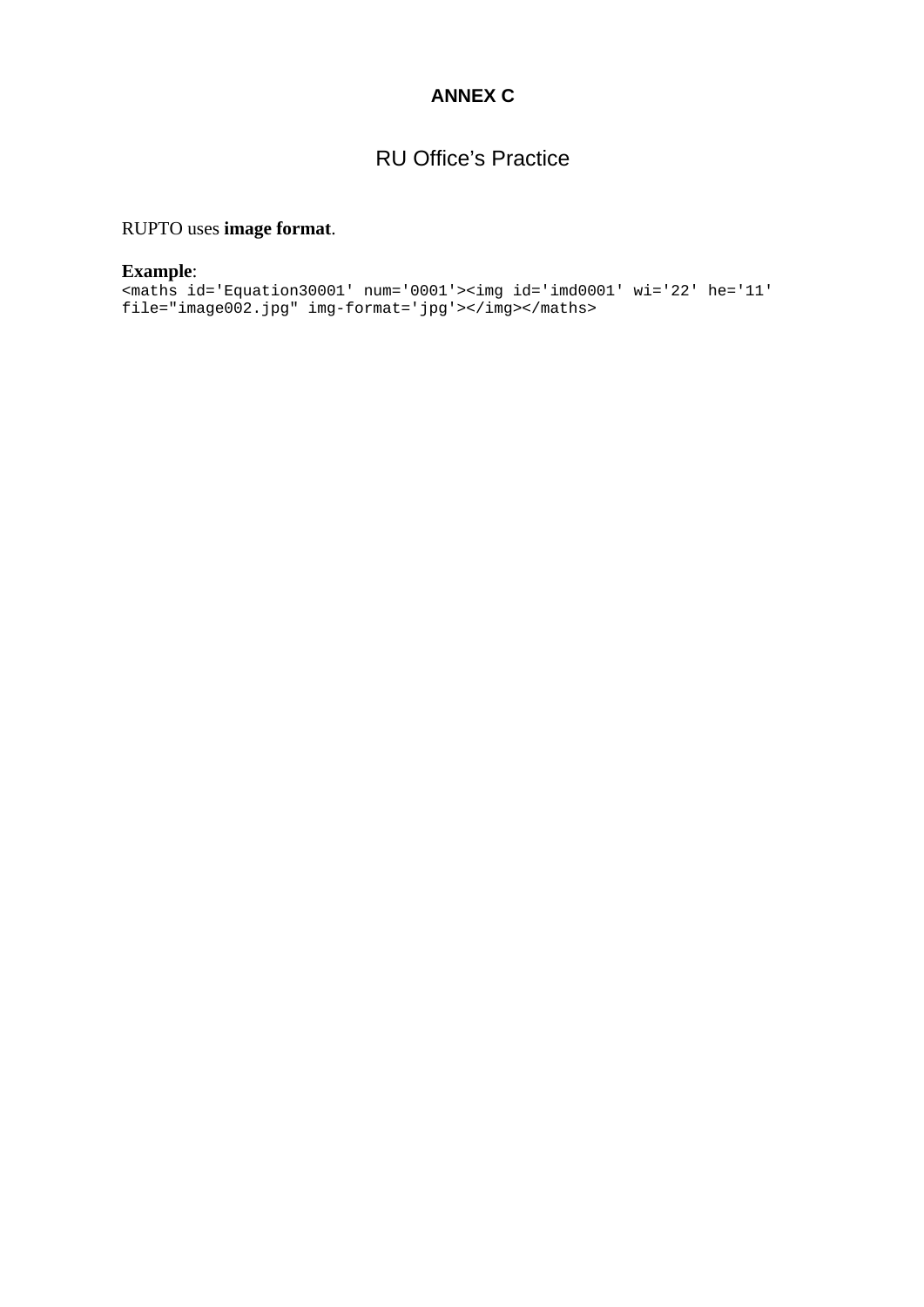**ANNEX C**

## RU Office’s Practice

RUPTO uses **image format**.

**Example**:

```
<maths id='Equation30001' num='0001'><img id='imd0001' wi='22' he='11'
file="image002.jpg" img-format='jpg'></img></maths>
```